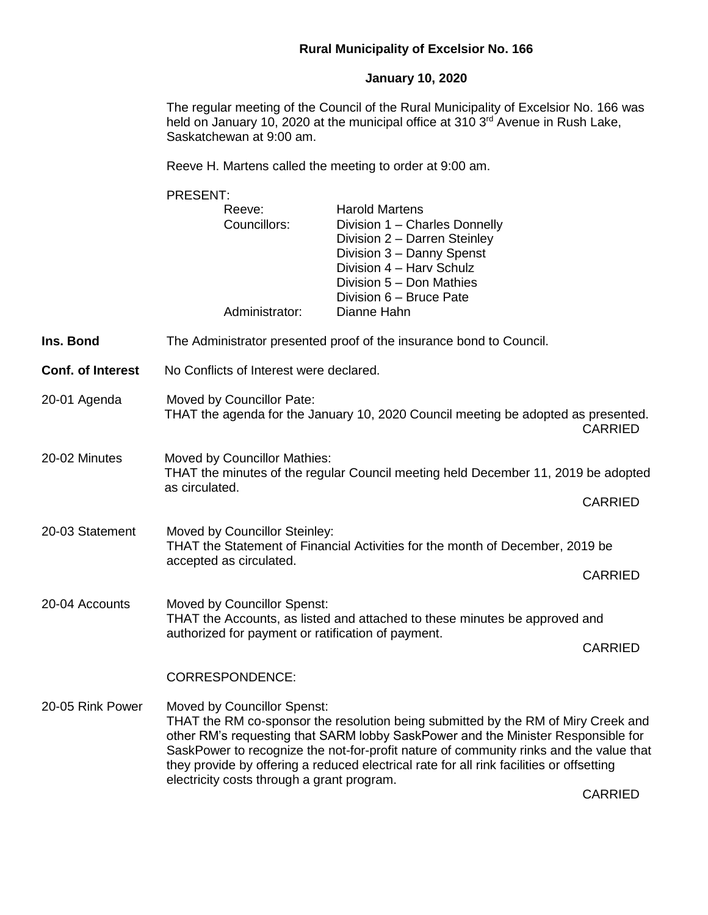**Rural Municipality of Excelsior No. 166**

**January 10, 2020**

The regular meeting of the Council of the Rural Municipality of Excelsior No. 166 was held on January 10, 2020 at the municipal office at 310 3rd Avenue in Rush Lake, Saskatchewan at 9:00 am.

Reeve H. Martens called the meeting to order at 9:00 am.

PRESENT:

| | |
|---|---|
| Reeve: | Harold Martens |
| Councillors: | Division 1 – Charles Donnelly |
| | Division 2 – Darren Steinley |
| | Division 3 – Danny Spenst |
| | Division 4 – Harv Schulz |
| | Division 5 – Don Mathies |
| | Division 6 – Bruce Pate |
| Administrator: | Dianne Hahn |

**Ins. Bond** — The Administrator presented proof of the insurance bond to Council.

**Conf. of Interest** — No Conflicts of Interest were declared.

**20-01 Agenda**

Moved by Councillor Pate:
THAT the agenda for the January 10, 2020 Council meeting be adopted as presented.

CARRIED

**20-02 Minutes**

Moved by Councillor Mathies:
THAT the minutes of the regular Council meeting held December 11, 2019 be adopted as circulated.

CARRIED

**20-03 Statement**

Moved by Councillor Steinley:
THAT the Statement of Financial Activities for the month of December, 2019 be accepted as circulated.

CARRIED

**20-04 Accounts**

Moved by Councillor Spenst:
THAT the Accounts, as listed and attached to these minutes be approved and authorized for payment or ratification of payment.

CARRIED

CORRESPONDENCE:

**20-05 Rink Power**

Moved by Councillor Spenst:
THAT the RM co-sponsor the resolution being submitted by the RM of Miry Creek and other RM's requesting that SARM lobby SaskPower and the Minister Responsible for SaskPower to recognize the not-for-profit nature of community rinks and the value that they provide by offering a reduced electrical rate for all rink facilities or offsetting electricity costs through a grant program.

CARRIED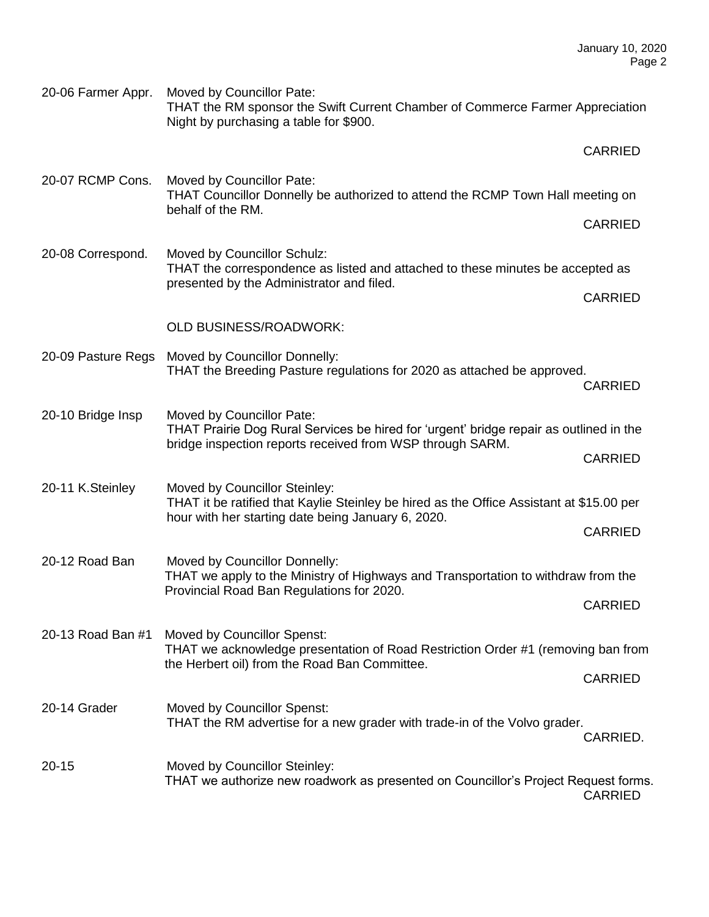20-06 Farmer Appr. Moved by Councillor Pate:
THAT the RM sponsor the Swift Current Chamber of Commerce Farmer Appreciation Night by purchasing a table for $900.

CARRIED

20-07 RCMP Cons. Moved by Councillor Pate:
THAT Councillor Donnelly be authorized to attend the RCMP Town Hall meeting on behalf of the RM.

CARRIED

20-08 Correspond. Moved by Councillor Schulz:
THAT the correspondence as listed and attached to these minutes be accepted as presented by the Administrator and filed.

CARRIED

OLD BUSINESS/ROADWORK:

20-09 Pasture Regs Moved by Councillor Donnelly:
THAT the Breeding Pasture regulations for 2020 as attached be approved.

CARRIED

20-10 Bridge Insp Moved by Councillor Pate:
THAT Prairie Dog Rural Services be hired for 'urgent' bridge repair as outlined in the bridge inspection reports received from WSP through SARM.

CARRIED

20-11 K.Steinley Moved by Councillor Steinley:
THAT it be ratified that Kaylie Steinley be hired as the Office Assistant at $15.00 per hour with her starting date being January 6, 2020.

CARRIED

20-12 Road Ban Moved by Councillor Donnelly:
THAT we apply to the Ministry of Highways and Transportation to withdraw from the Provincial Road Ban Regulations for 2020.

CARRIED

20-13 Road Ban #1 Moved by Councillor Spenst:
THAT we acknowledge presentation of Road Restriction Order #1 (removing ban from the Herbert oil) from the Road Ban Committee.

CARRIED

20-14 Grader Moved by Councillor Spenst:
THAT the RM advertise for a new grader with trade-in of the Volvo grader.

CARRIED.

20-15 Moved by Councillor Steinley:
THAT we authorize new roadwork as presented on Councillor's Project Request forms.

CARRIED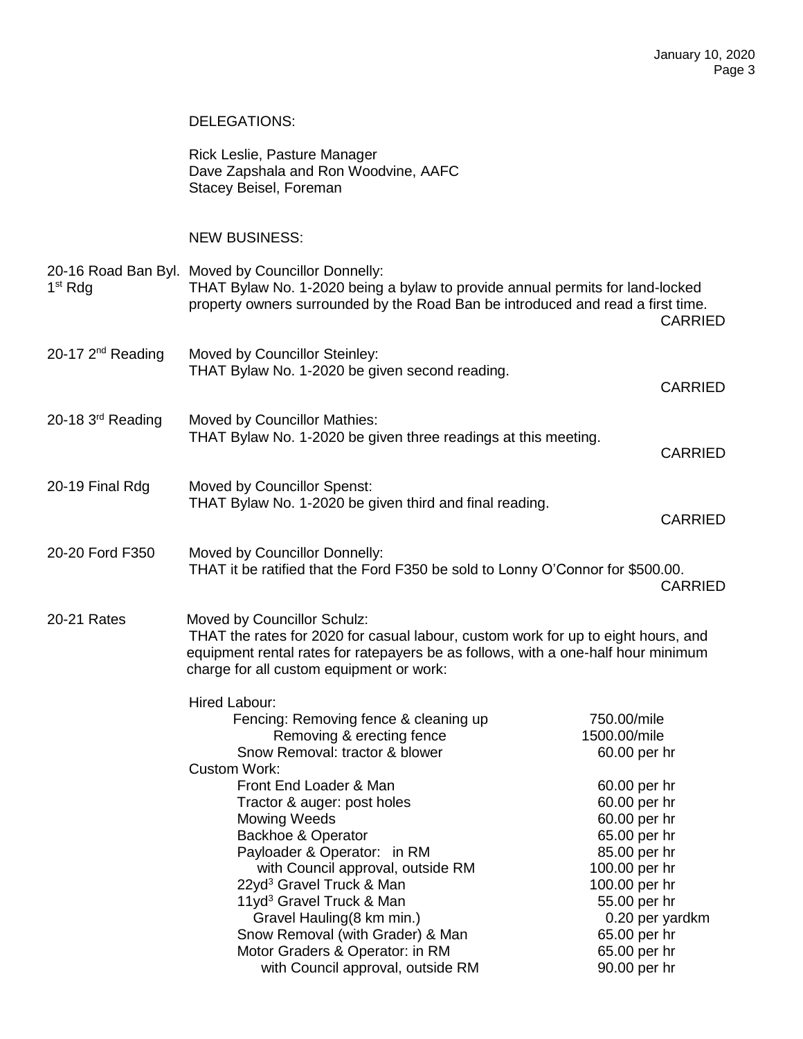DELEGATIONS:

Rick Leslie, Pasture Manager
Dave Zapshala and Ron Woodvine, AAFC
Stacey Beisel, Foreman

NEW BUSINESS:

**20-16 Road Ban Byl. 1st Rdg**
Moved by Councillor Donnelly:
THAT Bylaw No. 1-2020 being a bylaw to provide annual permits for land-locked property owners surrounded by the Road Ban be introduced and read a first time.
CARRIED

**20-17 2nd Reading**
Moved by Councillor Steinley:
THAT Bylaw No. 1-2020 be given second reading.
CARRIED

**20-18 3rd Reading**
Moved by Councillor Mathies:
THAT Bylaw No. 1-2020 be given three readings at this meeting.
CARRIED

**20-19 Final Rdg**
Moved by Councillor Spenst:
THAT Bylaw No. 1-2020 be given third and final reading.
CARRIED

**20-20 Ford F350**
Moved by Councillor Donnelly:
THAT it be ratified that the Ford F350 be sold to Lonny O'Connor for $500.00.
CARRIED

**20-21 Rates**
Moved by Councillor Schulz:
THAT the rates for 2020 for casual labour, custom work for up to eight hours, and equipment rental rates for ratepayers be as follows, with a one-half hour minimum charge for all custom equipment or work:

| Item | Rate |
|---|---|
| Hired Labour: | |
| Fencing: Removing fence & cleaning up | 750.00/mile |
| Removing & erecting fence | 1500.00/mile |
| Snow Removal: tractor & blower | 60.00 per hr |
| Custom Work: | |
| Front End Loader & Man | 60.00 per hr |
| Tractor & auger: post holes | 60.00 per hr |
| Mowing Weeds | 60.00 per hr |
| Backhoe & Operator | 65.00 per hr |
| Payloader & Operator: in RM | 85.00 per hr |
| with Council approval, outside RM | 100.00 per hr |
| 22yd$^3$ Gravel Truck & Man | 100.00 per hr |
| 11yd$^3$ Gravel Truck & Man | 55.00 per hr |
| Gravel Hauling(8 km min.) | 0.20 per yardkm |
| Snow Removal (with Grader) & Man | 65.00 per hr |
| Motor Graders & Operator: in RM | 65.00 per hr |
| with Council approval, outside RM | 90.00 per hr |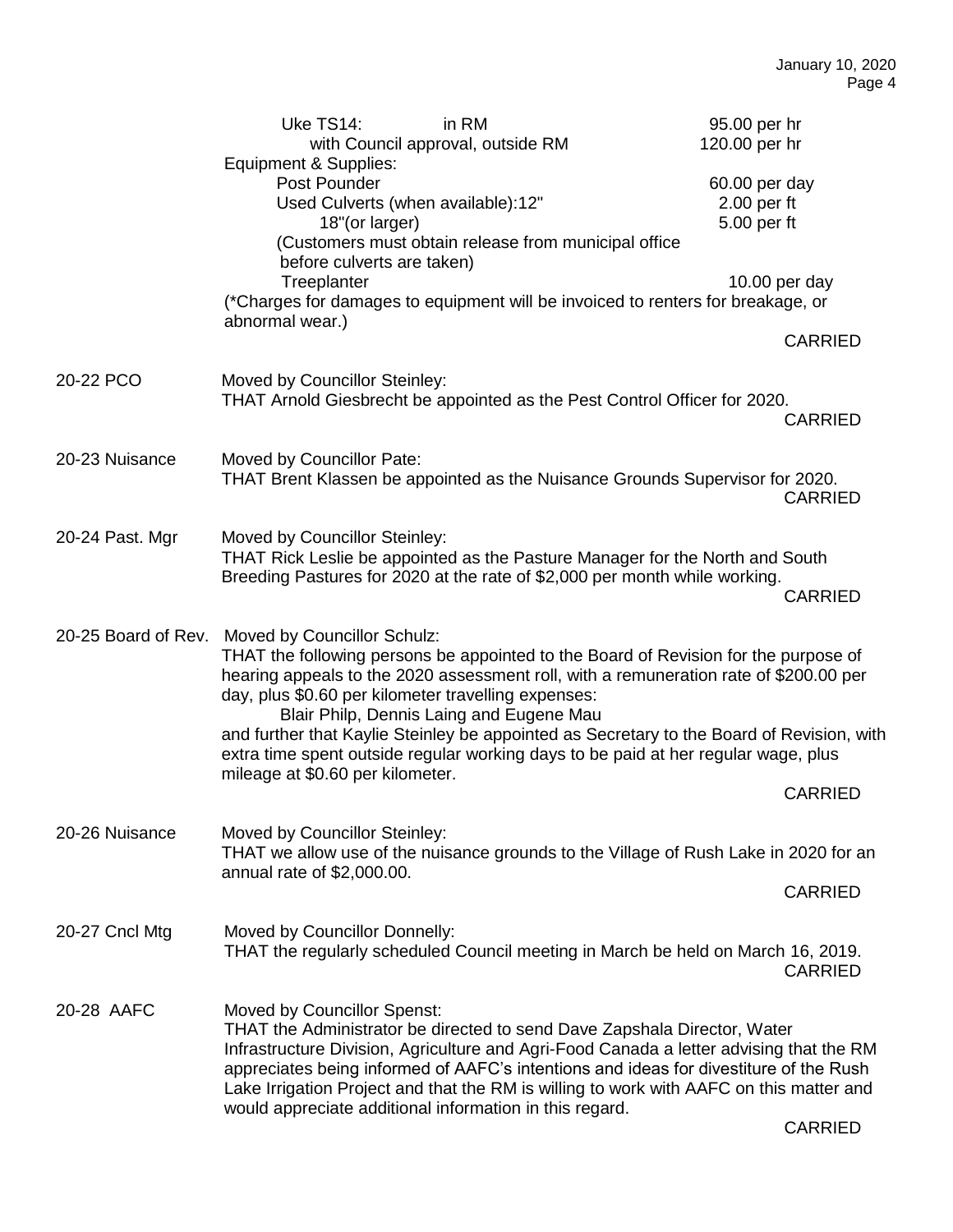Uke TS14: in RM 95.00 per hr
with Council approval, outside RM 120.00 per hr

Equipment & Supplies:

| Item | Rate |
|---|---|
| Post Pounder | 60.00 per day |
| Used Culverts (when available): 12" | 2.00 per ft |
| 18"(or larger) | 5.00 per ft |
| (Customers must obtain release from municipal office before culverts are taken) | |
| Treeplanter | 10.00 per day |

(*Charges for damages to equipment will be invoiced to renters for breakage, or abnormal wear.)

CARRIED

**20-22 PCO**

Moved by Councillor Steinley:
THAT Arnold Giesbrecht be appointed as the Pest Control Officer for 2020.

CARRIED

**20-23 Nuisance**

Moved by Councillor Pate:
THAT Brent Klassen be appointed as the Nuisance Grounds Supervisor for 2020.

CARRIED

**20-24 Past. Mgr**

Moved by Councillor Steinley:
THAT Rick Leslie be appointed as the Pasture Manager for the North and South Breeding Pastures for 2020 at the rate of $2,000 per month while working.

CARRIED

**20-25 Board of Rev.**

Moved by Councillor Schulz:
THAT the following persons be appointed to the Board of Revision for the purpose of hearing appeals to the 2020 assessment roll, with a remuneration rate of $200.00 per day, plus $0.60 per kilometer travelling expenses:

Blair Philp, Dennis Laing and Eugene Mau

and further that Kaylie Steinley be appointed as Secretary to the Board of Revision, with extra time spent outside regular working days to be paid at her regular wage, plus mileage at $0.60 per kilometer.

CARRIED

**20-26 Nuisance**

Moved by Councillor Steinley:
THAT we allow use of the nuisance grounds to the Village of Rush Lake in 2020 for an annual rate of $2,000.00.

CARRIED

**20-27 Cncl Mtg**

Moved by Councillor Donnelly:
THAT the regularly scheduled Council meeting in March be held on March 16, 2019.

CARRIED

**20-28 AAFC**

Moved by Councillor Spenst:
THAT the Administrator be directed to send Dave Zapshala Director, Water Infrastructure Division, Agriculture and Agri-Food Canada a letter advising that the RM appreciates being informed of AAFC's intentions and ideas for divestiture of the Rush Lake Irrigation Project and that the RM is willing to work with AAFC on this matter and would appreciate additional information in this regard.

CARRIED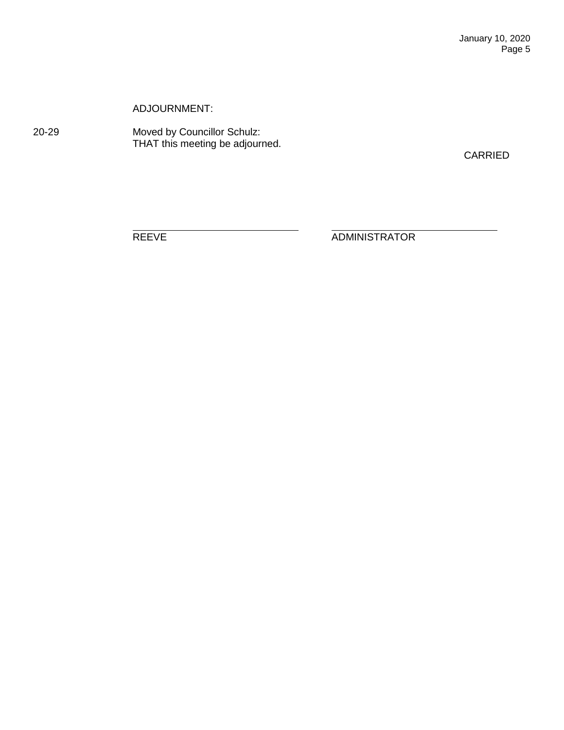ADJOURNMENT:

20-29 Moved by Councillor Schulz:
THAT this meeting be adjourned.

CARRIED

_____________________________ _____________________________
REEVE ADMINISTRATOR